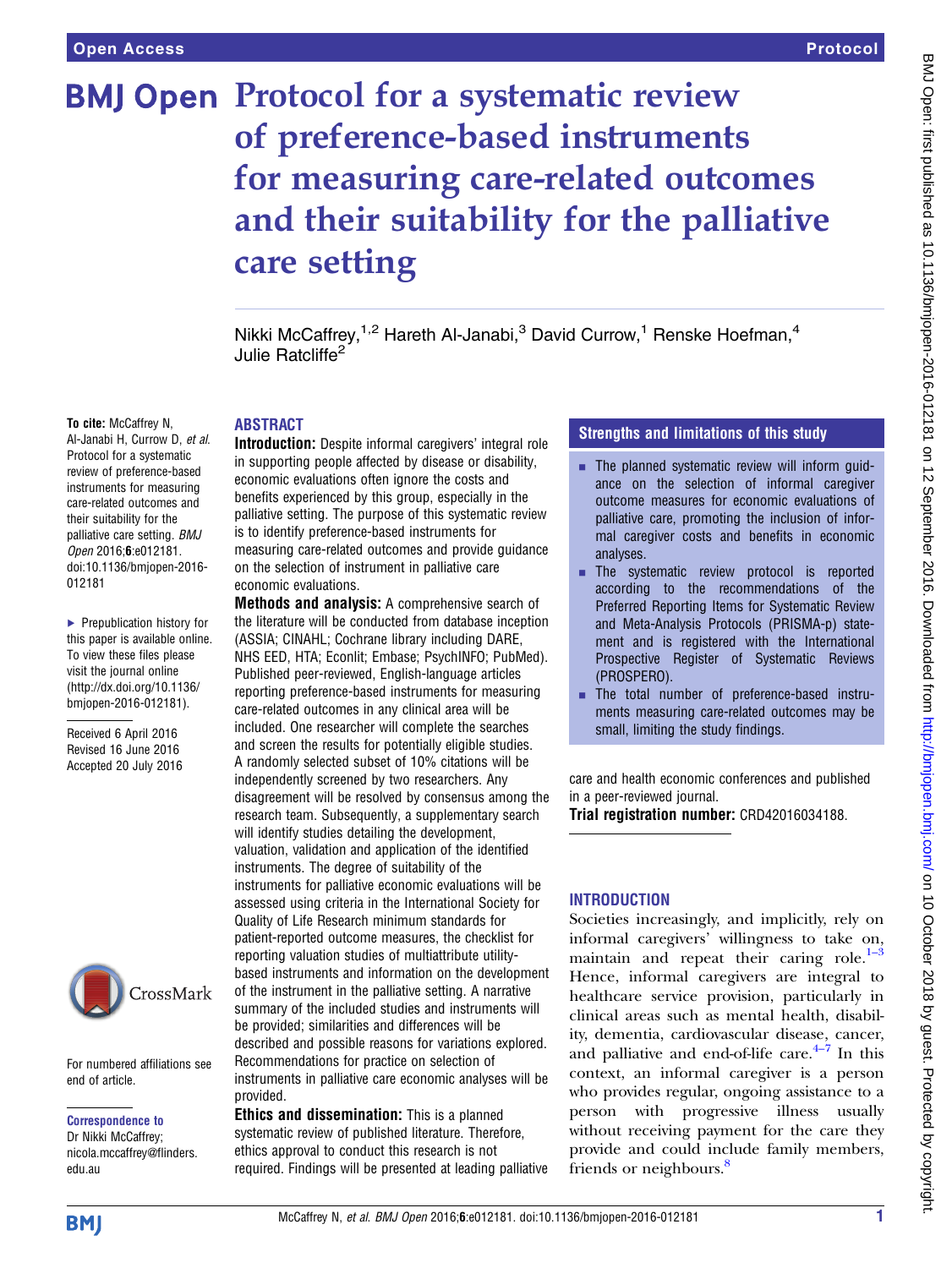# Protocol for a systematic review of preference-based instruments for measuring care-related outcomes and their suitability for the palliative care setting

Nikki McCaffrey,[1,2] Hareth Al-Janabi,[3] David Currow,[1] Renske Hoefman,[4] Julie Ratcliffe[2]

**To cite:** McCaffrey N, Al-Janabi H, Currow D, *et al*. Protocol for a systematic review of preference-based instruments for measuring care-related outcomes and their suitability for the palliative care setting. *BMJ Open* 2016;**6**:e012181. doi:10.1136/bmjopen-2016-012181

► Prepublication history for this paper is available online. To view these files please visit the journal online (http://dx.doi.org/10.1136/bmjopen-2016-012181).

Received 6 April 2016
Revised 16 June 2016
Accepted 20 July 2016

For numbered affiliations see end of article.

**Correspondence to**
Dr Nikki McCaffrey; nicola.mccaffrey@flinders.edu.au

## ABSTRACT

**Introduction:** Despite informal caregivers' integral role in supporting people affected by disease or disability, economic evaluations often ignore the costs and benefits experienced by this group, especially in the palliative setting. The purpose of this systematic review is to identify preference-based instruments for measuring care-related outcomes and provide guidance on the selection of instrument in palliative care economic evaluations.

**Methods and analysis:** A comprehensive search of the literature will be conducted from database inception (ASSIA; CINAHL; Cochrane library including DARE, NHS EED, HTA; Econlit; Embase; PsychINFO; PubMed). Published peer-reviewed, English-language articles reporting preference-based instruments for measuring care-related outcomes in any clinical area will be included. One researcher will complete the searches and screen the results for potentially eligible studies. A randomly selected subset of 10% citations will be independently screened by two researchers. Any disagreement will be resolved by consensus among the research team. Subsequently, a supplementary search will identify studies detailing the development, valuation, validation and application of the identified instruments. The degree of suitability of the instruments for palliative economic evaluations will be assessed using criteria in the International Society for Quality of Life Research minimum standards for patient-reported outcome measures, the checklist for reporting valuation studies of multiattribute utility-based instruments and information on the development of the instrument in the palliative setting. A narrative summary of the included studies and instruments will be provided; similarities and differences will be described and possible reasons for variations explored. Recommendations for practice on selection of instruments in palliative care economic analyses will be provided.

**Ethics and dissemination:** This is a planned systematic review of published literature. Therefore, ethics approval to conduct this research is not required. Findings will be presented at leading palliative care and health economic conferences and published in a peer-reviewed journal.

**Trial registration number:** CRD42016034188.

### Strengths and limitations of this study

- The planned systematic review will inform guidance on the selection of informal caregiver outcome measures for economic evaluations of palliative care, promoting the inclusion of informal caregiver costs and benefits in economic analyses.
- The systematic review protocol is reported according to the recommendations of the Preferred Reporting Items for Systematic Review and Meta-Analysis Protocols (PRISMA-p) statement and is registered with the International Prospective Register of Systematic Reviews (PROSPERO).
- The total number of preference-based instruments measuring care-related outcomes may be small, limiting the study findings.

## INTRODUCTION

Societies increasingly, and implicitly, rely on informal caregivers' willingness to take on, maintain and repeat their caring role.[1–3] Hence, informal caregivers are integral to healthcare service provision, particularly in clinical areas such as mental health, disability, dementia, cardiovascular disease, cancer, and palliative and end-of-life care.[4–7] In this context, an informal caregiver is a person who provides regular, ongoing assistance to a person with progressive illness usually without receiving payment for the care they provide and could include family members, friends or neighbours.[8]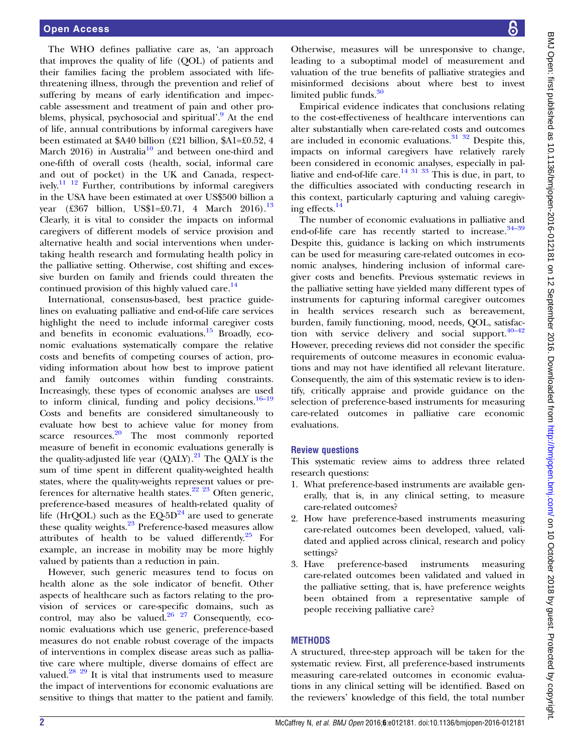The WHO defines palliative care as, 'an approach that improves the quality of life (QOL) of patients and their families facing the problem associated with life-threatening illness, through the prevention and relief of suffering by means of early identification and impeccable assessment and treatment of pain and other problems, physical, psychosocial and spiritual'.[9] At the end of life, annual contributions by informal caregivers have been estimated at $A40 billion (£21 billion, $A1=£0.52, 4 March 2016) in Australia[10] and between one-third and one-fifth of overall costs (health, social, informal care and out of pocket) in the UK and Canada, respectively.[11 12] Further, contributions by informal caregivers in the USA have been estimated at over US$500 billion a year (£367 billion, US$1=£0.71, 4 March 2016).[13] Clearly, it is vital to consider the impacts on informal caregivers of different models of service provision and alternative health and social interventions when undertaking health research and formulating health policy in the palliative setting. Otherwise, cost shifting and excessive burden on family and friends could threaten the continued provision of this highly valued care.[14]

International, consensus-based, best practice guidelines on evaluating palliative and end-of-life care services highlight the need to include informal caregiver costs and benefits in economic evaluations.[15] Broadly, economic evaluations systematically compare the relative costs and benefits of competing courses of action, providing information about how best to improve patient and family outcomes within funding constraints. Increasingly, these types of economic analyses are used to inform clinical, funding and policy decisions.[16–19] Costs and benefits are considered simultaneously to evaluate how best to achieve value for money from scarce resources.[20] The most commonly reported measure of benefit in economic evaluations generally is the quality-adjusted life year (QALY).[21] The QALY is the sum of time spent in different quality-weighted health states, where the quality-weights represent values or preferences for alternative health states.[22 23] Often generic, preference-based measures of health-related quality of life (HrQOL) such as the EQ-5D[24] are used to generate these quality weights.[23] Preference-based measures allow attributes of health to be valued differently.[25] For example, an increase in mobility may be more highly valued by patients than a reduction in pain.

However, such generic measures tend to focus on health alone as the sole indicator of benefit. Other aspects of healthcare such as factors relating to the provision of services or care-specific domains, such as control, may also be valued.[26 27] Consequently, economic evaluations which use generic, preference-based measures do not enable robust coverage of the impacts of interventions in complex disease areas such as palliative care where multiple, diverse domains of effect are valued.[28 29] It is vital that instruments used to measure the impact of interventions for economic evaluations are sensitive to things that matter to the patient and family. Otherwise, measures will be unresponsive to change, leading to a suboptimal model of measurement and valuation of the true benefits of palliative strategies and misinformed decisions about where best to invest limited public funds.[30]

Empirical evidence indicates that conclusions relating to the cost-effectiveness of healthcare interventions can alter substantially when care-related costs and outcomes are included in economic evaluations.[31 32] Despite this, impacts on informal caregivers have relatively rarely been considered in economic analyses, especially in palliative and end-of-life care.[14 31 33] This is due, in part, to the difficulties associated with conducting research in this context, particularly capturing and valuing caregiving effects.[14]

The number of economic evaluations in palliative and end-of-life care has recently started to increase.[34–39] Despite this, guidance is lacking on which instruments can be used for measuring care-related outcomes in economic analyses, hindering inclusion of informal caregiver costs and benefits. Previous systematic reviews in the palliative setting have yielded many different types of instruments for capturing informal caregiver outcomes in health services research such as bereavement, burden, family functioning, mood, needs, QOL, satisfaction with service delivery and social support.[40–42] However, preceding reviews did not consider the specific requirements of outcome measures in economic evaluations and may not have identified all relevant literature. Consequently, the aim of this systematic review is to identify, critically appraise and provide guidance on the selection of preference-based instruments for measuring care-related outcomes in palliative care economic evaluations.

## Review questions

This systematic review aims to address three related research questions:

1. What preference-based instruments are available generally, that is, in any clinical setting, to measure care-related outcomes?
2. How have preference-based instruments measuring care-related outcomes been developed, valued, validated and applied across clinical, research and policy settings?
3. Have preference-based instruments measuring care-related outcomes been validated and valued in the palliative setting, that is, have preference weights been obtained from a representative sample of people receiving palliative care?

## METHODS

A structured, three-step approach will be taken for the systematic review. First, all preference-based instruments measuring care-related outcomes in economic evaluations in any clinical setting will be identified. Based on the reviewers' knowledge of this field, the total number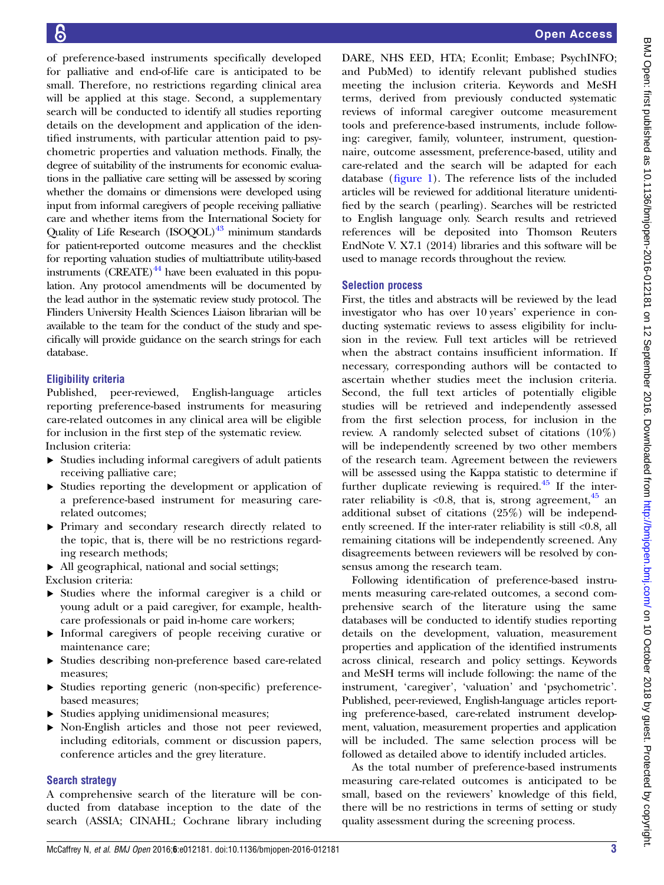of preference-based instruments specifically developed for palliative and end-of-life care is anticipated to be small. Therefore, no restrictions regarding clinical area will be applied at this stage. Second, a supplementary search will be conducted to identify all studies reporting details on the development and application of the identified instruments, with particular attention paid to psychometric properties and valuation methods. Finally, the degree of suitability of the instruments for economic evaluations in the palliative care setting will be assessed by scoring whether the domains or dimensions were developed using input from informal caregivers of people receiving palliative care and whether items from the International Society for Quality of Life Research (ISOQOL)[43] minimum standards for patient-reported outcome measures and the checklist for reporting valuation studies of multiattribute utility-based instruments (CREATE)[44] have been evaluated in this population. Any protocol amendments will be documented by the lead author in the systematic review study protocol. The Flinders University Health Sciences Liaison librarian will be available to the team for the conduct of the study and specifically will provide guidance on the search strings for each database.

### Eligibility criteria

Published, peer-reviewed, English-language articles reporting preference-based instruments for measuring care-related outcomes in any clinical area will be eligible for inclusion in the first step of the systematic review.

Inclusion criteria:

- Studies including informal caregivers of adult patients receiving palliative care;
- Studies reporting the development or application of a preference-based instrument for measuring care-related outcomes;
- Primary and secondary research directly related to the topic, that is, there will be no restrictions regarding research methods;
- All geographical, national and social settings;

Exclusion criteria:

- Studies where the informal caregiver is a child or young adult or a paid caregiver, for example, healthcare professionals or paid in-home care workers;
- Informal caregivers of people receiving curative or maintenance care;
- Studies describing non-preference based care-related measures;
- Studies reporting generic (non-specific) preference-based measures;
- Studies applying unidimensional measures;
- Non-English articles and those not peer reviewed, including editorials, comment or discussion papers, conference articles and the grey literature.

### Search strategy

A comprehensive search of the literature will be conducted from database inception to the date of the search (ASSIA; CINAHL; Cochrane library including DARE, NHS EED, HTA; Econlit; Embase; PsychINFO; and PubMed) to identify relevant published studies meeting the inclusion criteria. Keywords and MeSH terms, derived from previously conducted systematic reviews of informal caregiver outcome measurement tools and preference-based instruments, include following: caregiver, family, volunteer, instrument, questionnaire, outcome assessment, preference-based, utility and care-related and the search will be adapted for each database (figure 1). The reference lists of the included articles will be reviewed for additional literature unidentified by the search (pearling). Searches will be restricted to English language only. Search results and retrieved references will be deposited into Thomson Reuters EndNote V. X7.1 (2014) libraries and this software will be used to manage records throughout the review.

### Selection process

First, the titles and abstracts will be reviewed by the lead investigator who has over 10 years' experience in conducting systematic reviews to assess eligibility for inclusion in the review. Full text articles will be retrieved when the abstract contains insufficient information. If necessary, corresponding authors will be contacted to ascertain whether studies meet the inclusion criteria. Second, the full text articles of potentially eligible studies will be retrieved and independently assessed from the first selection process, for inclusion in the review. A randomly selected subset of citations (10%) will be independently screened by two other members of the research team. Agreement between the reviewers will be assessed using the Kappa statistic to determine if further duplicate reviewing is required.[45] If the inter-rater reliability is <0.8, that is, strong agreement,[45] an additional subset of citations (25%) will be independently screened. If the inter-rater reliability is still <0.8, all remaining citations will be independently screened. Any disagreements between reviewers will be resolved by consensus among the research team.

Following identification of preference-based instruments measuring care-related outcomes, a second comprehensive search of the literature using the same databases will be conducted to identify studies reporting details on the development, valuation, measurement properties and application of the identified instruments across clinical, research and policy settings. Keywords and MeSH terms will include following: the name of the instrument, 'caregiver', 'valuation' and 'psychometric'. Published, peer-reviewed, English-language articles reporting preference-based, care-related instrument development, valuation, measurement properties and application will be included. The same selection process will be followed as detailed above to identify included articles.

As the total number of preference-based instruments measuring care-related outcomes is anticipated to be small, based on the reviewers' knowledge of this field, there will be no restrictions in terms of setting or study quality assessment during the screening process.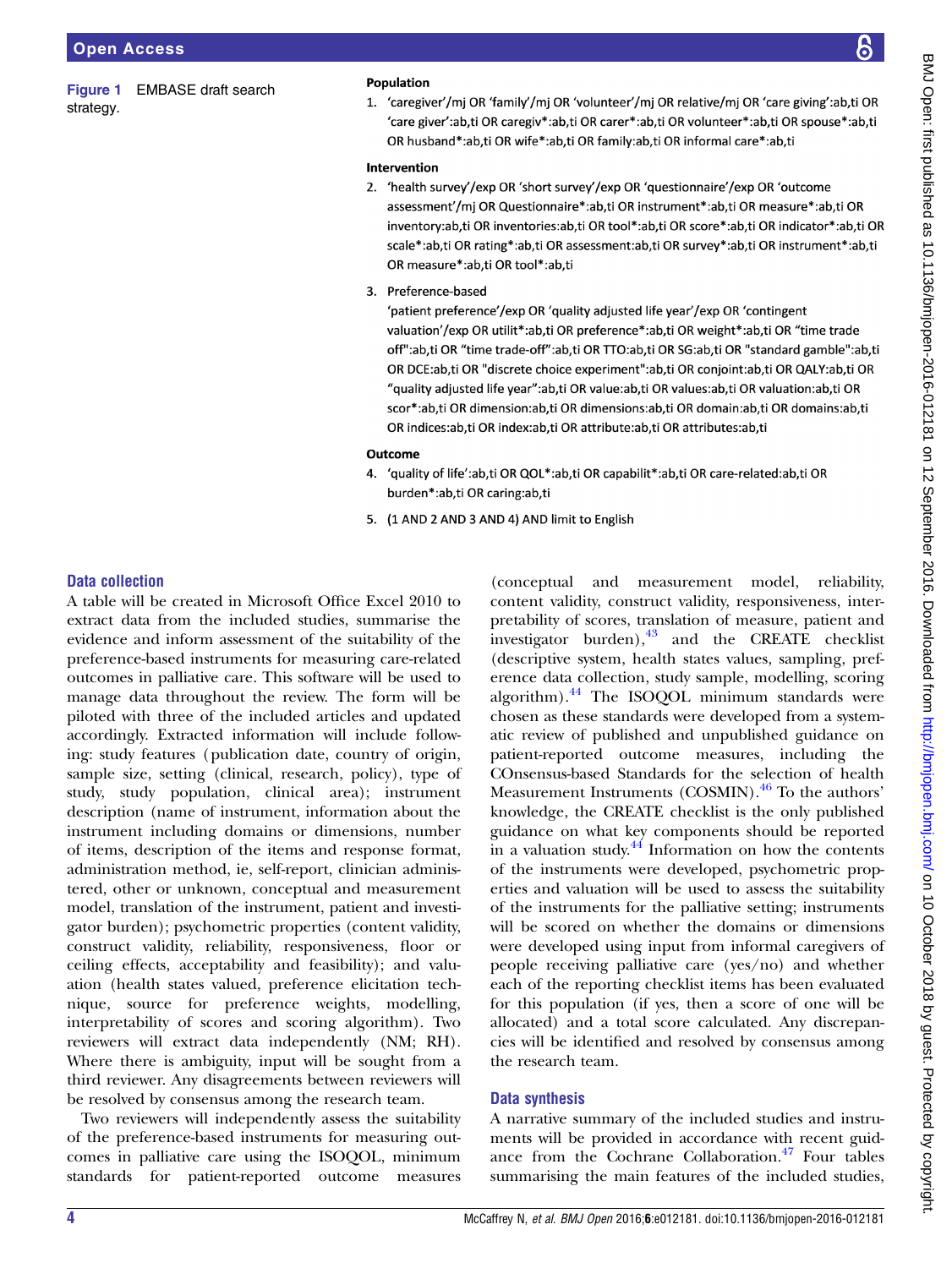Figure 1 EMBASE draft search strategy.

**Population**

1. 'caregiver'/mj OR 'family'/mj OR 'volunteer'/mj OR relative/mj OR 'care giving':ab,ti OR 'care giver':ab,ti OR caregiv*:ab,ti OR carer*:ab,ti OR volunteer*:ab,ti OR spouse*:ab,ti OR husband*:ab,ti OR wife*:ab,ti OR family:ab,ti OR informal care*:ab,ti

**Intervention**

2. 'health survey'/exp OR 'short survey'/exp OR 'questionnaire'/exp OR 'outcome assessment'/mj OR Questionnaire*:ab,ti OR instrument*:ab,ti OR measure*:ab,ti OR inventory:ab,ti OR inventories:ab,ti OR tool*:ab,ti OR score*:ab,ti OR indicator*:ab,ti OR scale*:ab,ti OR rating*:ab,ti OR assessment:ab,ti OR survey*:ab,ti OR instrument*:ab,ti OR measure*:ab,ti OR tool*:ab,ti

3. Preference-based
   'patient preference'/exp OR 'quality adjusted life year'/exp OR 'contingent valuation'/exp OR utilit*:ab,ti OR preference*:ab,ti OR weight*:ab,ti OR "time trade off":ab,ti OR "time trade-off":ab,ti OR TTO:ab,ti OR SG:ab,ti OR "standard gamble":ab,ti OR DCE:ab,ti OR "discrete choice experiment":ab,ti OR conjoint:ab,ti OR QALY:ab,ti OR "quality adjusted life year":ab,ti OR value:ab,ti OR values:ab,ti OR valuation:ab,ti OR scor*:ab,ti OR dimension:ab,ti OR dimensions:ab,ti OR domain:ab,ti OR domains:ab,ti OR indices:ab,ti OR index:ab,ti OR attribute:ab,ti OR attributes:ab,ti

**Outcome**

4. 'quality of life':ab,ti OR QOL*:ab,ti OR capabilit*:ab,ti OR care-related:ab,ti OR burden*:ab,ti OR caring:ab,ti

5. (1 AND 2 AND 3 AND 4) AND limit to English

## Data collection

A table will be created in Microsoft Office Excel 2010 to extract data from the included studies, summarise the evidence and inform assessment of the suitability of the preference-based instruments for measuring care-related outcomes in palliative care. This software will be used to manage data throughout the review. The form will be piloted with three of the included articles and updated accordingly. Extracted information will include following: study features (publication date, country of origin, sample size, setting (clinical, research, policy), type of study, study population, clinical area); instrument description (name of instrument, information about the instrument including domains or dimensions, number of items, description of the items and response format, administration method, ie, self-report, clinician administered, other or unknown, conceptual and measurement model, translation of the instrument, patient and investigator burden); psychometric properties (content validity, construct validity, reliability, responsiveness, floor or ceiling effects, acceptability and feasibility); and valuation (health states valued, preference elicitation technique, source for preference weights, modelling, interpretability of scores and scoring algorithm). Two reviewers will extract data independently (NM; RH). Where there is ambiguity, input will be sought from a third reviewer. Any disagreements between reviewers will be resolved by consensus among the research team.

Two reviewers will independently assess the suitability of the preference-based instruments for measuring outcomes in palliative care using the ISOQOL, minimum standards for patient-reported outcome measures (conceptual and measurement model, reliability, content validity, construct validity, responsiveness, interpretability of scores, translation of measure, patient and investigator burden),[43] and the CREATE checklist (descriptive system, health states values, sampling, preference data collection, study sample, modelling, scoring algorithm).[44] The ISOQOL minimum standards were chosen as these standards were developed from a systematic review of published and unpublished guidance on patient-reported outcome measures, including the COnsensus-based Standards for the selection of health Measurement Instruments (COSMIN).[46] To the authors' knowledge, the CREATE checklist is the only published guidance on what key components should be reported in a valuation study.[44] Information on how the contents of the instruments were developed, psychometric properties and valuation will be used to assess the suitability of the instruments for the palliative setting; instruments will be scored on whether the domains or dimensions were developed using input from informal caregivers of people receiving palliative care (yes/no) and whether each of the reporting checklist items has been evaluated for this population (if yes, then a score of one will be allocated) and a total score calculated. Any discrepancies will be identified and resolved by consensus among the research team.

## Data synthesis

A narrative summary of the included studies and instruments will be provided in accordance with recent guidance from the Cochrane Collaboration.[47] Four tables summarising the main features of the included studies,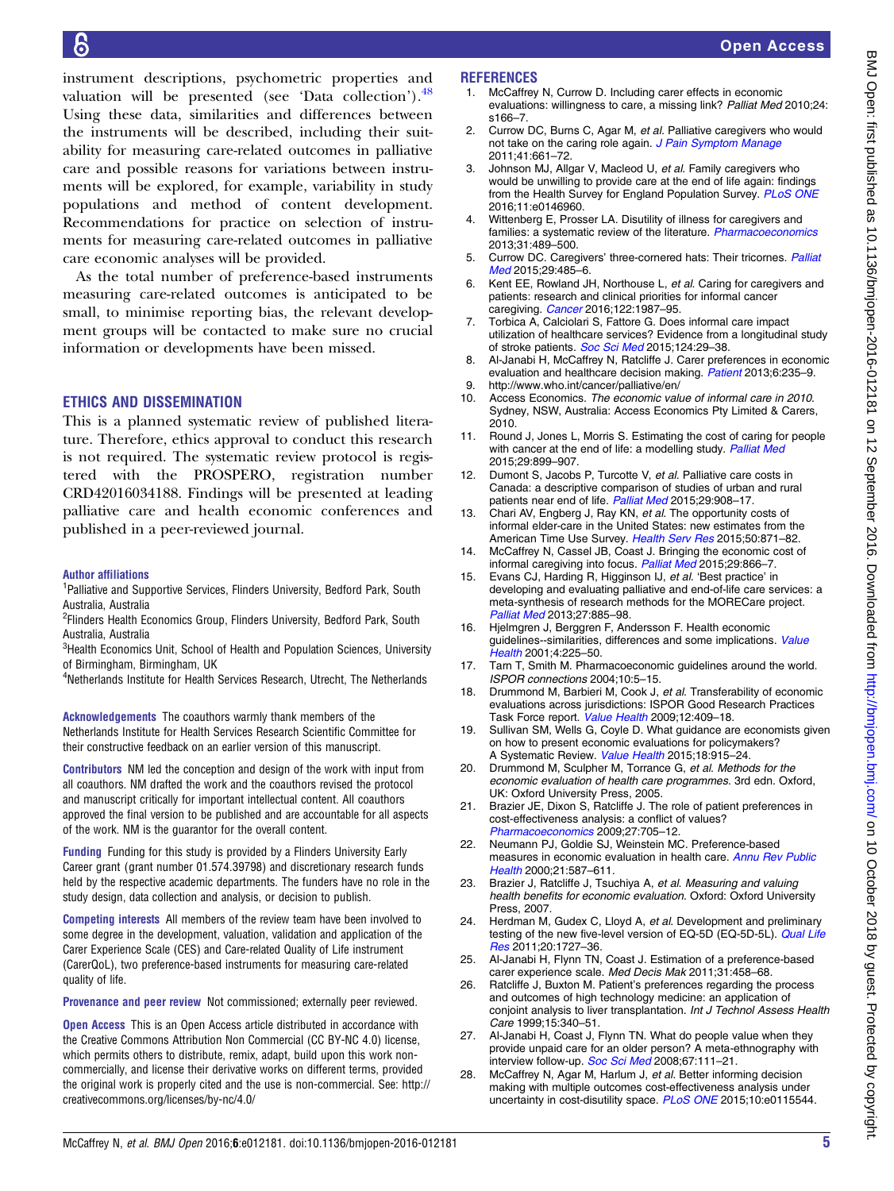instrument descriptions, psychometric properties and valuation will be presented (see 'Data collection').[48] Using these data, similarities and differences between the instruments will be described, including their suitability for measuring care-related outcomes in palliative care and possible reasons for variations between instruments will be explored, for example, variability in study populations and method of content development. Recommendations for practice on selection of instruments for measuring care-related outcomes in palliative care economic analyses will be provided.

As the total number of preference-based instruments measuring care-related outcomes is anticipated to be small, to minimise reporting bias, the relevant development groups will be contacted to make sure no crucial information or developments have been missed.

## ETHICS AND DISSEMINATION

This is a planned systematic review of published literature. Therefore, ethics approval to conduct this research is not required. The systematic review protocol is registered with the PROSPERO, registration number CRD42016034188. Findings will be presented at leading palliative care and health economic conferences and published in a peer-reviewed journal.

**Author affiliations**

[1]Palliative and Supportive Services, Flinders University, Bedford Park, South Australia, Australia

[2]Flinders Health Economics Group, Flinders University, Bedford Park, South Australia, Australia

[3]Health Economics Unit, School of Health and Population Sciences, University of Birmingham, Birmingham, UK

[4]Netherlands Institute for Health Services Research, Utrecht, The Netherlands

**Acknowledgements** The coauthors warmly thank members of the Netherlands Institute for Health Services Research Scientific Committee for their constructive feedback on an earlier version of this manuscript.

**Contributors** NM led the conception and design of the work with input from all coauthors. NM drafted the work and the coauthors revised the protocol and manuscript critically for important intellectual content. All coauthors approved the final version to be published and are accountable for all aspects of the work. NM is the guarantor for the overall content.

**Funding** Funding for this study is provided by a Flinders University Early Career grant (grant number 01.574.39798) and discretionary research funds held by the respective academic departments. The funders have no role in the study design, data collection and analysis, or decision to publish.

**Competing interests** All members of the review team have been involved to some degree in the development, valuation, validation and application of the Carer Experience Scale (CES) and Care-related Quality of Life instrument (CarerQoL), two preference-based instruments for measuring care-related quality of life.

**Provenance and peer review** Not commissioned; externally peer reviewed.

**Open Access** This is an Open Access article distributed in accordance with the Creative Commons Attribution Non Commercial (CC BY-NC 4.0) license, which permits others to distribute, remix, adapt, build upon this work non-commercially, and license their derivative works on different terms, provided the original work is properly cited and the use is non-commercial. See: http://creativecommons.org/licenses/by-nc/4.0/

## REFERENCES

1. McCaffrey N, Currow D. Including carer effects in economic evaluations: willingness to care, a missing link? *Palliat Med* 2010;24:s166–7.
2. Currow DC, Burns C, Agar M, *et al*. Palliative caregivers who would not take on the caring role again. *J Pain Symptom Manage* 2011;41:661–72.
3. Johnson MJ, Allgar V, Macleod U, *et al*. Family caregivers who would be unwilling to provide care at the end of life again: findings from the Health Survey for England Population Survey. *PLoS ONE* 2016;11:e0146960.
4. Wittenberg E, Prosser LA. Disutility of illness for caregivers and families: a systematic review of the literature. *Pharmacoeconomics* 2013;31:489–500.
5. Currow DC. Caregivers' three-cornered hats: Their tricornes. *Palliat Med* 2015;29:485–6.
6. Kent EE, Rowland JH, Northouse L, *et al*. Caring for caregivers and patients: research and clinical priorities for informal cancer caregiving. *Cancer* 2016;122:1987–95.
7. Torbica A, Calciolari S, Fattore G. Does informal care impact utilization of healthcare services? Evidence from a longitudinal study of stroke patients. *Soc Sci Med* 2015;124:29–38.
8. Al-Janabi H, McCaffrey N, Ratcliffe J. Carer preferences in economic evaluation and healthcare decision making. *Patient* 2013;6:235–9.
9. http://www.who.int/cancer/palliative/en/
10. Access Economics. *The economic value of informal care in 2010*. Sydney, NSW, Australia: Access Economics Pty Limited & Carers, 2010.
11. Round J, Jones L, Morris S. Estimating the cost of caring for people with cancer at the end of life: a modelling study. *Palliat Med* 2015;29:899–907.
12. Dumont S, Jacobs P, Turcotte V, *et al*. Palliative care costs in Canada: a descriptive comparison of studies of urban and rural patients near end of life. *Palliat Med* 2015;29:908–17.
13. Chari AV, Engberg J, Ray KN, *et al*. The opportunity costs of informal elder-care in the United States: new estimates from the American Time Use Survey. *Health Serv Res* 2015;50:871–82.
14. McCaffrey N, Cassel JB, Coast J. Bringing the economic cost of informal caregiving into focus. *Palliat Med* 2015;29:866–7.
15. Evans CJ, Harding R, Higginson IJ, *et al*. 'Best practice' in developing and evaluating palliative and end-of-life care services: a meta-synthesis of research methods for the MORECare project. *Palliat Med* 2013;27:885–98.
16. Hjelmgren J, Berggren F, Andersson F. Health economic guidelines--similarities, differences and some implications. *Value Health* 2001;4:225–50.
17. Tarn T, Smith M. Pharmacoeconomic guidelines around the world. *ISPOR connections* 2004;10:5–15.
18. Drummond M, Barbieri M, Cook J, *et al*. Transferability of economic evaluations across jurisdictions: ISPOR Good Research Practices Task Force report. *Value Health* 2009;12:409–18.
19. Sullivan SM, Wells G, Coyle D. What guidance are economists given on how to present economic evaluations for policymakers? A Systematic Review. *Value Health* 2015;18:915–24.
20. Drummond M, Sculpher M, Torrance G, *et al*. *Methods for the economic evaluation of health care programmes*. 3rd edn. Oxford, UK: Oxford University Press, 2005.
21. Brazier JE, Dixon S, Ratcliffe J. The role of patient preferences in cost-effectiveness analysis: a conflict of values? *Pharmacoeconomics* 2009;27:705–12.
22. Neumann PJ, Goldie SJ, Weinstein MC. Preference-based measures in economic evaluation in health care. *Annu Rev Public Health* 2000;21:587–611.
23. Brazier J, Ratcliffe J, Tsuchiya A, *et al*. *Measuring and valuing health benefits for economic evaluation*. Oxford: Oxford University Press, 2007.
24. Herdman M, Gudex C, Lloyd A, *et al*. Development and preliminary testing of the new five-level version of EQ-5D (EQ-5D-5L). *Qual Life Res* 2011;20:1727–36.
25. Al-Janabi H, Flynn TN, Coast J. Estimation of a preference-based carer experience scale. *Med Decis Mak* 2011;31:458–68.
26. Ratcliffe J, Buxton M. Patient's preferences regarding the process and outcomes of high technology medicine: an application of conjoint analysis to liver transplantation. *Int J Technol Assess Health Care* 1999;15:340–51.
27. Al-Janabi H, Coast J, Flynn TN. What do people value when they provide unpaid care for an older person? A meta-ethnography with interview follow-up. *Soc Sci Med* 2008;67:111–21.
28. McCaffrey N, Agar M, Harlum J, *et al*. Better informing decision making with multiple outcomes cost-effectiveness analysis under uncertainty in cost-disutility space. *PLoS ONE* 2015;10:e0115544.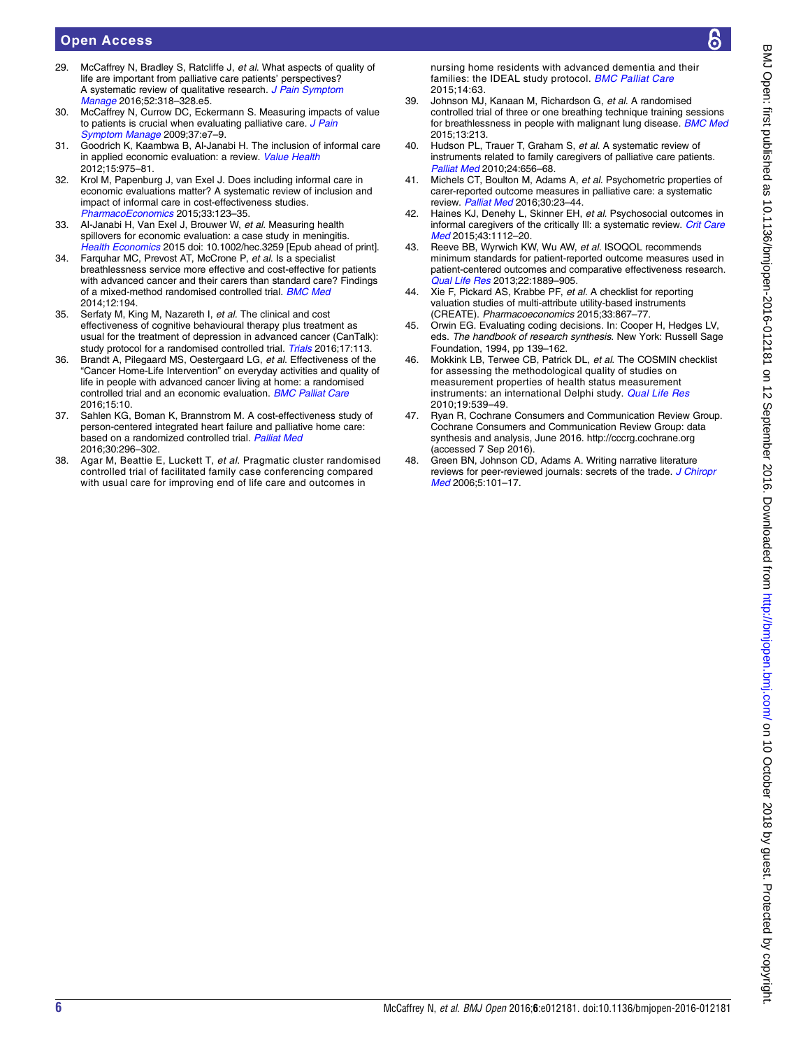29. McCaffrey N, Bradley S, Ratcliffe J, *et al*. What aspects of quality of life are important from palliative care patients' perspectives? A systematic review of qualitative research. *J Pain Symptom Manage* 2016;52:318–328.e5.
30. McCaffrey N, Currow DC, Eckermann S. Measuring impacts of value to patients is crucial when evaluating palliative care. *J Pain Symptom Manage* 2009;37:e7–9.
31. Goodrich K, Kaambwa B, Al-Janabi H. The inclusion of informal care in applied economic evaluation: a review. *Value Health* 2012;15:975–81.
32. Krol M, Papenburg J, van Exel J. Does including informal care in economic evaluations matter? A systematic review of inclusion and impact of informal care in cost-effectiveness studies. *PharmacoEconomics* 2015;33:123–35.
33. Al-Janabi H, Van Exel J, Brouwer W, *et al*. Measuring health spillovers for economic evaluation: a case study in meningitis. *Health Economics* 2015 doi: 10.1002/hec.3259 [Epub ahead of print].
34. Farquhar MC, Prevost AT, McCrone P, *et al*. Is a specialist breathlessness service more effective and cost-effective for patients with advanced cancer and their carers than standard care? Findings of a mixed-method randomised controlled trial. *BMC Med* 2014;12:194.
35. Serfaty M, King M, Nazareth I, *et al*. The clinical and cost effectiveness of cognitive behavioural therapy plus treatment as usual for the treatment of depression in advanced cancer (CanTalk): study protocol for a randomised controlled trial. *Trials* 2016;17:113.
36. Brandt A, Pilegaard MS, Oestergaard LG, *et al*. Effectiveness of the "Cancer Home-Life Intervention" on everyday activities and quality of life in people with advanced cancer living at home: a randomised controlled trial and an economic evaluation. *BMC Palliat Care* 2016;15:10.
37. Sahlen KG, Boman K, Brannstrom M. A cost-effectiveness study of person-centered integrated heart failure and palliative home care: based on a randomized controlled trial. *Palliat Med* 2016;30:296–302.
38. Agar M, Beattie E, Luckett T, *et al*. Pragmatic cluster randomised controlled trial of facilitated family case conferencing compared with usual care for improving end of life care and outcomes in nursing home residents with advanced dementia and their families: the IDEAL study protocol. *BMC Palliat Care* 2015;14:63.
39. Johnson MJ, Kanaan M, Richardson G, *et al*. A randomised controlled trial of three or one breathing technique training sessions for breathlessness in people with malignant lung disease. *BMC Med* 2015;13:213.
40. Hudson PL, Trauer T, Graham S, *et al*. A systematic review of instruments related to family caregivers of palliative care patients. *Palliat Med* 2010;24:656–68.
41. Michels CT, Boulton M, Adams A, *et al*. Psychometric properties of carer-reported outcome measures in palliative care: a systematic review. *Palliat Med* 2016;30:23–44.
42. Haines KJ, Denehy L, Skinner EH, *et al*. Psychosocial outcomes in informal caregivers of the critically Ill: a systematic review. *Crit Care Med* 2015;43:1112–20.
43. Reeve BB, Wyrwich KW, Wu AW, *et al*. ISOQOL recommends minimum standards for patient-reported outcome measures used in patient-centered outcomes and comparative effectiveness research. *Qual Life Res* 2013;22:1889–905.
44. Xie F, Pickard AS, Krabbe PF, *et al*. A checklist for reporting valuation studies of multi-attribute utility-based instruments (CREATE). *Pharmacoeconomics* 2015;33:867–77.
45. Orwin EG. Evaluating coding decisions. In: Cooper H, Hedges LV, eds. *The handbook of research synthesis*. New York: Russell Sage Foundation, 1994, pp 139–162.
46. Mokkink LB, Terwee CB, Patrick DL, *et al*. The COSMIN checklist for assessing the methodological quality of studies on measurement properties of health status measurement instruments: an international Delphi study. *Qual Life Res* 2010;19:539–49.
47. Ryan R, Cochrane Consumers and Communication Review Group. Cochrane Consumers and Communication Review Group: data synthesis and analysis, June 2016. http://cccrg.cochrane.org (accessed 7 Sep 2016).
48. Green BN, Johnson CD, Adams A. Writing narrative literature reviews for peer-reviewed journals: secrets of the trade. *J Chiropr Med* 2006;5:101–17.